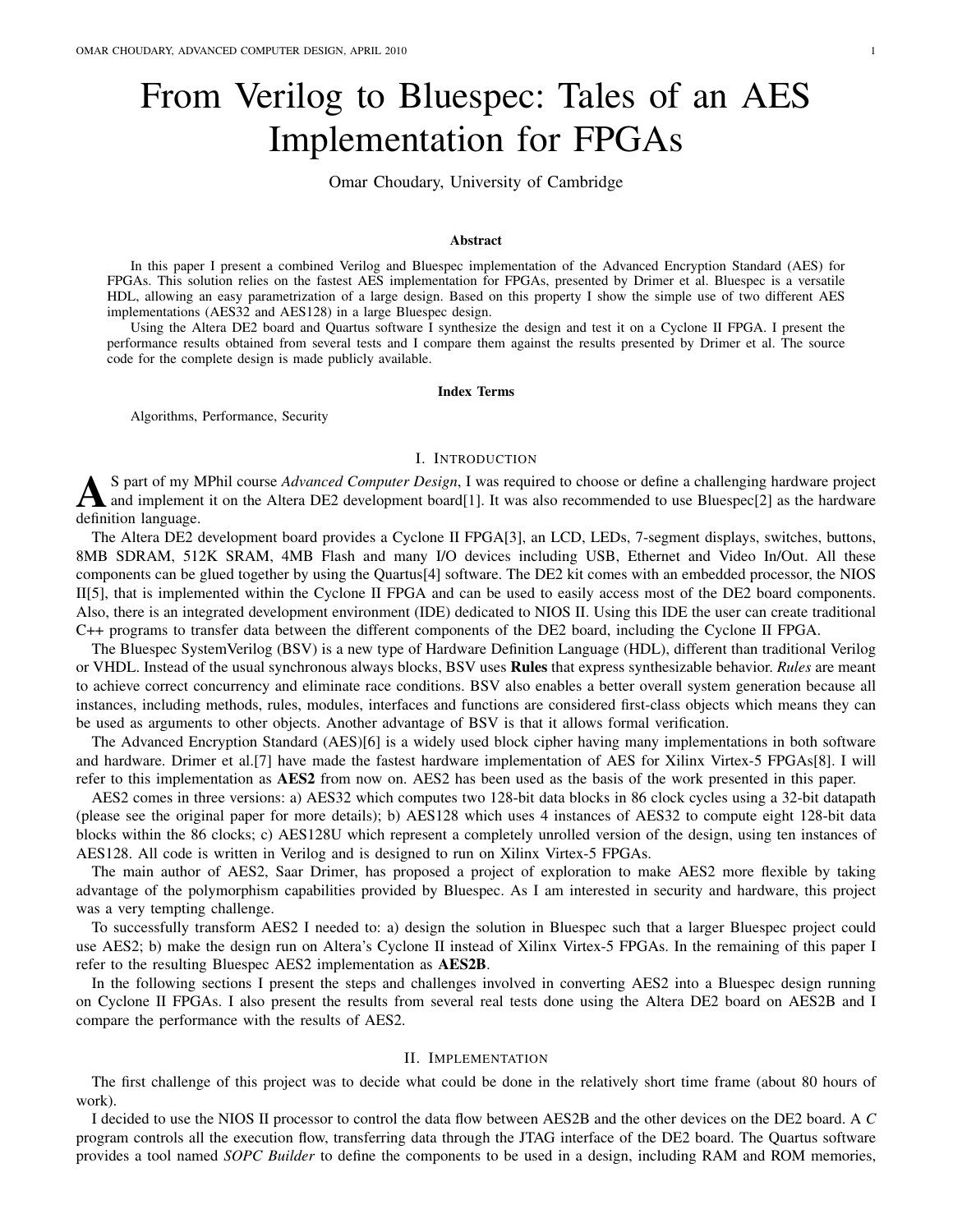# From Verilog to Bluespec: Tales of an AES Implementation for FPGAs

Omar Choudary, University of Cambridge

### Abstract

In this paper I present a combined Verilog and Bluespec implementation of the Advanced Encryption Standard (AES) for FPGAs. This solution relies on the fastest AES implementation for FPGAs, presented by Drimer et al. Bluespec is a versatile HDL, allowing an easy parametrization of a large design. Based on this property I show the simple use of two different AES implementations (AES32 and AES128) in a large Bluespec design.

Using the Altera DE2 board and Quartus software I synthesize the design and test it on a Cyclone II FPGA. I present the performance results obtained from several tests and I compare them against the results presented by Drimer et al. The source code for the complete design is made publicly available.

### Index Terms

Algorithms, Performance, Security

## I. Introduction

As part of my MPhil course *Advanced Computer Design*, I was required to choose or define a challenging hardware project and implement it on the Altera DE2 development board[1]. It was also recommended to use Bluespec[2] as the hardware definition language.

The Altera DE2 development board provides a Cyclone II FPGA[3], an LCD, LEDs, 7-segment displays, switches, buttons, 8MB SDRAM, 512K SRAM, 4MB Flash and many I/O devices including USB, Ethernet and Video In/Out. All these components can be glued together by using the Quartus[4] software. The DE2 kit comes with an embedded processor, the NIOS II[5], that is implemented within the Cyclone II FPGA and can be used to easily access most of the DE2 board components. Also, there is an integrated development environment (IDE) dedicated to NIOS II. Using this IDE the user can create traditional C++ programs to transfer data between the different components of the DE2 board, including the Cyclone II FPGA.

The Bluespec SystemVerilog (BSV) is a new type of Hardware Definition Language (HDL), different than traditional Verilog or VHDL. Instead of the usual synchronous always blocks, BSV uses **Rules** that express synthesizable behavior. *Rules* are meant to achieve correct concurrency and eliminate race conditions. BSV also enables a better overall system generation because all instances, including methods, rules, modules, interfaces and functions are considered first-class objects which means they can be used as arguments to other objects. Another advantage of BSV is that it allows formal verification.

The Advanced Encryption Standard (AES)[6] is a widely used block cipher having many implementations in both software and hardware. Drimer et al.[7] have made the fastest hardware implementation of AES for Xilinx Virtex-5 FPGAs[8]. I will refer to this implementation as **AES2** from now on. AES2 has been used as the basis of the work presented in this paper.

AES2 comes in three versions: a) AES32 which computes two 128-bit data blocks in 86 clock cycles using a 32-bit datapath (please see the original paper for more details); b) AES128 which uses 4 instances of AES32 to compute eight 128-bit data blocks within the 86 clocks; c) AES128U which represent a completely unrolled version of the design, using ten instances of AES128. All code is written in Verilog and is designed to run on Xilinx Virtex-5 FPGAs.

The main author of AES2, Saar Drimer, has proposed a project of exploration to make AES2 more flexible by taking advantage of the polymorphism capabilities provided by Bluespec. As I am interested in security and hardware, this project was a very tempting challenge.

To successfully transform AES2 I needed to: a) design the solution in Bluespec such that a larger Bluespec project could use AES2; b) make the design run on Altera's Cyclone II instead of Xilinx Virtex-5 FPGAs. In the remaining of this paper I refer to the resulting Bluespec AES2 implementation as **AES2B**.

In the following sections I present the steps and challenges involved in converting AES2 into a Bluespec design running on Cyclone II FPGAs. I also present the results from several real tests done using the Altera DE2 board on AES2B and I compare the performance with the results of AES2.

## II. Implementation

The first challenge of this project was to decide what could be done in the relatively short time frame (about 80 hours of work).

I decided to use the NIOS II processor to control the data flow between AES2B and the other devices on the DE2 board. A *C* program controls all the execution flow, transferring data through the JTAG interface of the DE2 board. The Quartus software provides a tool named *SOPC Builder* to define the components to be used in a design, including RAM and ROM memories,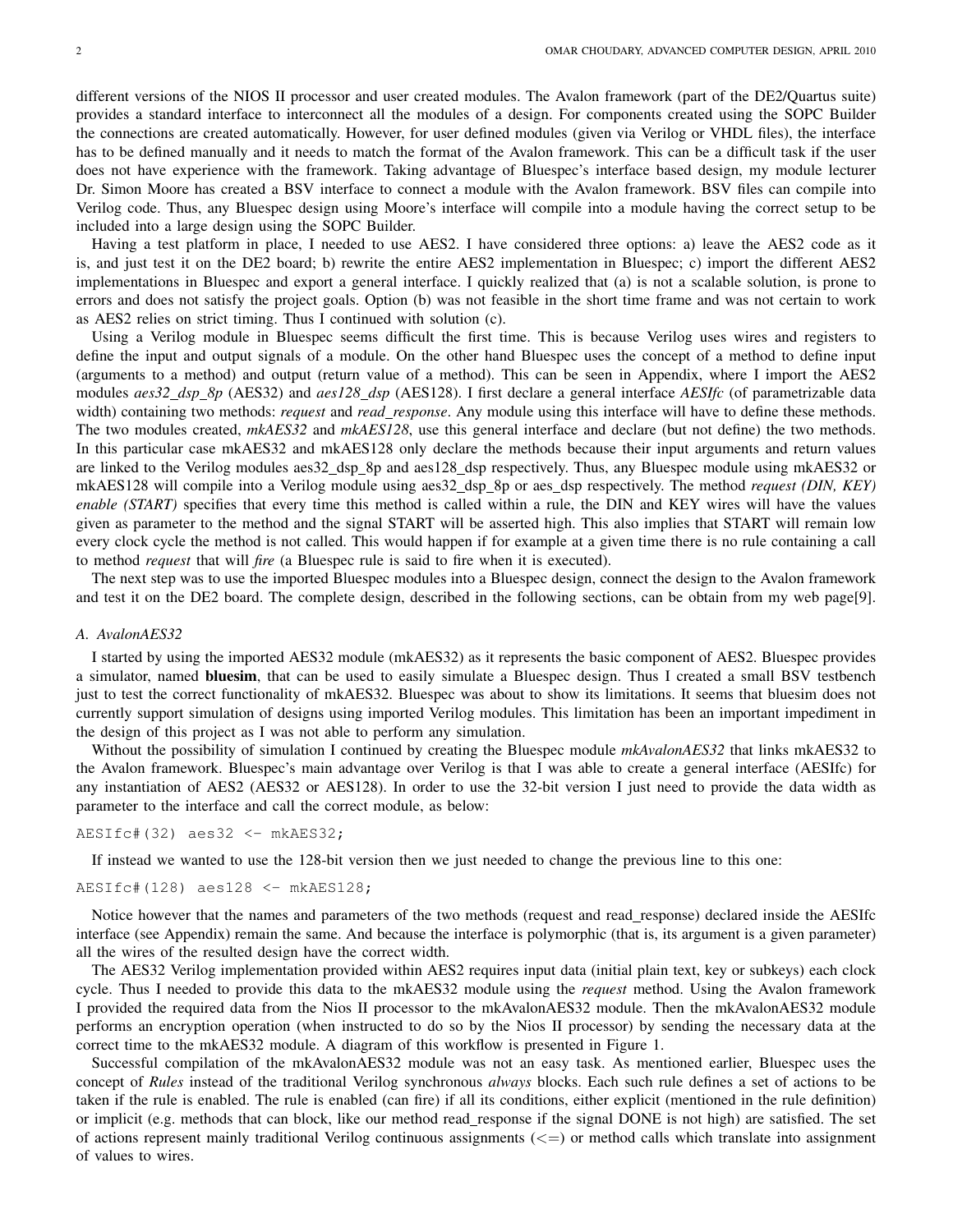different versions of the NIOS II processor and user created modules. The Avalon framework (part of the DE2/Quartus suite) provides a standard interface to interconnect all the modules of a design. For components created using the SOPC Builder the connections are created automatically. However, for user defined modules (given via Verilog or VHDL files), the interface has to be defined manually and it needs to match the format of the Avalon framework. This can be a difficult task if the user does not have experience with the framework. Taking advantage of Bluespec's interface based design, my module lecturer Dr. Simon Moore has created a BSV interface to connect a module with the Avalon framework. BSV files can compile into Verilog code. Thus, any Bluespec design using Moore's interface will compile into a module having the correct setup to be included into a large design using the SOPC Builder.

Having a test platform in place, I needed to use AES2. I have considered three options: a) leave the AES2 code as it is, and just test it on the DE2 board; b) rewrite the entire AES2 implementation in Bluespec; c) import the different AES2 implementations in Bluespec and export a general interface. I quickly realized that (a) is not a scalable solution, is prone to errors and does not satisfy the project goals. Option (b) was not feasible in the short time frame and was not certain to work as AES2 relies on strict timing. Thus I continued with solution (c).

Using a Verilog module in Bluespec seems difficult the first time. This is because Verilog uses wires and registers to define the input and output signals of a module. On the other hand Bluespec uses the concept of a method to define input (arguments to a method) and output (return value of a method). This can be seen in Appendix, where I import the AES2 modules *aes32_dsp_8p* (AES32) and *aes128_dsp* (AES128). I first declare a general interface *AESIfc* (of parametrizable data width) containing two methods: *request* and *read_response*. Any module using this interface will have to define these methods. The two modules created, *mkAES32* and *mkAES128*, use this general interface and declare (but not define) the two methods. In this particular case mkAES32 and mkAES128 only declare the methods because their input arguments and return values are linked to the Verilog modules aes32_dsp_8p and aes128_dsp respectively. Thus, any Bluespec module using mkAES32 or mkAES128 will compile into a Verilog module using aes32_dsp_8p or aes_dsp respectively. The method *request (DIN, KEY) enable (START)* specifies that every time this method is called within a rule, the DIN and KEY wires will have the values given as parameter to the method and the signal START will be asserted high. This also implies that START will remain low every clock cycle the method is not called. This would happen if for example at a given time there is no rule containing a call to method *request* that will *fire* (a Bluespec rule is said to fire when it is executed).

The next step was to use the imported Bluespec modules into a Bluespec design, connect the design to the Avalon framework and test it on the DE2 board. The complete design, described in the following sections, can be obtain from my web page[9].

### A. AvalonAES32

I started by using the imported AES32 module (mkAES32) as it represents the basic component of AES2. Bluespec provides a simulator, named **bluesim**, that can be used to easily simulate a Bluespec design. Thus I created a small BSV testbench just to test the correct functionality of mkAES32. Bluespec was about to show its limitations. It seems that bluesim does not currently support simulation of designs using imported Verilog modules. This limitation has been an important impediment in the design of this project as I was not able to perform any simulation.

Without the possibility of simulation I continued by creating the Bluespec module *mkAvalonAES32* that links mkAES32 to the Avalon framework. Bluespec's main advantage over Verilog is that I was able to create a general interface (AESIfc) for any instantiation of AES2 (AES32 or AES128). In order to use the 32-bit version I just need to provide the data width as parameter to the interface and call the correct module, as below:

```
AESIfc#(32) aes32 <- mkAES32;
```

If instead we wanted to use the 128-bit version then we just needed to change the previous line to this one:

```
AESIfc#(128) aes128 <- mkAES128;
```

Notice however that the names and parameters of the two methods (request and read_response) declared inside the AESIfc interface (see Appendix) remain the same. And because the interface is polymorphic (that is, its argument is a given parameter) all the wires of the resulted design have the correct width.

The AES32 Verilog implementation provided within AES2 requires input data (initial plain text, key or subkeys) each clock cycle. Thus I needed to provide this data to the mkAES32 module using the *request* method. Using the Avalon framework I provided the required data from the Nios II processor to the mkAvalonAES32 module. Then the mkAvalonAES32 module performs an encryption operation (when instructed to do so by the Nios II processor) by sending the necessary data at the correct time to the mkAES32 module. A diagram of this workflow is presented in Figure 1.

Successful compilation of the mkAvalonAES32 module was not an easy task. As mentioned earlier, Bluespec uses the concept of *Rules* instead of the traditional Verilog synchronous *always* blocks. Each such rule defines a set of actions to be taken if the rule is enabled. The rule is enabled (can fire) if all its conditions, either explicit (mentioned in the rule definition) or implicit (e.g. methods that can block, like our method read_response if the signal DONE is not high) are satisfied. The set of actions represent mainly traditional Verilog continuous assignments (<=) or method calls which translate into assignment of values to wires.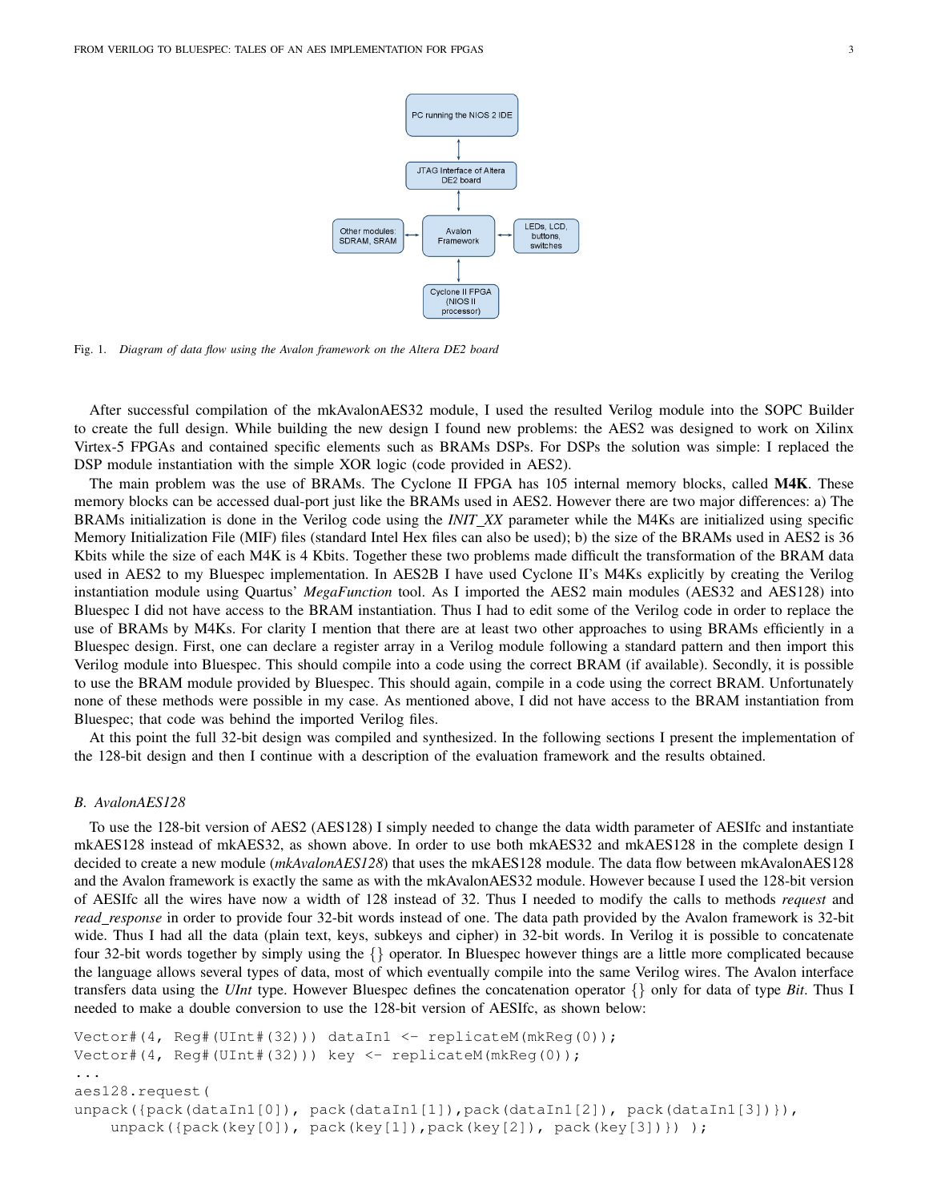PC running the NIOS 2 IDE

JTAG Interface of Altera DE2 board

Other modules: SDRAM, SRAM

Avalon Framework

LEDs, LCD, buttons, switches

Cyclone II FPGA (NIOS II processor)

Fig. 1. *Diagram of data flow using the Avalon framework on the Altera DE2 board*

After successful compilation of the mkAvalonAES32 module, I used the resulted Verilog module into the SOPC Builder to create the full design. While building the new design I found new problems: the AES2 was designed to work on Xilinx Virtex-5 FPGAs and contained specific elements such as BRAMs DSPs. For DSPs the solution was simple: I replaced the DSP module instantiation with the simple XOR logic (code provided in AES2).

The main problem was the use of BRAMs. The Cyclone II FPGA has 105 internal memory blocks, called **M4K**. These memory blocks can be accessed dual-port just like the BRAMs used in AES2. However there are two major differences: a) The BRAMs initialization is done in the Verilog code using the *INIT_XX* parameter while the M4Ks are initialized using specific Memory Initialization File (MIF) files (standard Intel Hex files can also be used); b) the size of the BRAMs used in AES2 is 36 Kbits while the size of each M4K is 4 Kbits. Together these two problems made difficult the transformation of the BRAM data used in AES2 to my Bluespec implementation. In AES2B I have used Cyclone II's M4Ks explicitly by creating the Verilog instantiation module using Quartus' *MegaFunction* tool. As I imported the AES2 main modules (AES32 and AES128) into Bluespec I did not have access to the BRAM instantiation. Thus I had to edit some of the Verilog code in order to replace the use of BRAMs by M4Ks. For clarity I mention that there are at least two other approaches to using BRAMs efficiently in a Bluespec design. First, one can declare a register array in a Verilog module following a standard pattern and then import this Verilog module into Bluespec. This should compile into a code using the correct BRAM (if available). Secondly, it is possible to use the BRAM module provided by Bluespec. This should again, compile in a code using the correct BRAM. Unfortunately none of these methods were possible in my case. As mentioned above, I did not have access to the BRAM instantiation from Bluespec; that code was behind the imported Verilog files.

At this point the full 32-bit design was compiled and synthesized. In the following sections I present the implementation of the 128-bit design and then I continue with a description of the evaluation framework and the results obtained.

### *B. AvalonAES128*

To use the 128-bit version of AES2 (AES128) I simply needed to change the data width parameter of AESIfc and instantiate mkAES128 instead of mkAES32, as shown above. In order to use both mkAES32 and mkAES128 in the complete design I decided to create a new module (*mkAvalonAES128*) that uses the mkAES128 module. The data flow between mkAvalonAES128 and the Avalon framework is exactly the same as with the mkAvalonAES32 module. However because I used the 128-bit version of AESIfc all the wires have now a width of 128 instead of 32. Thus I needed to modify the calls to methods *request* and *read_response* in order to provide four 32-bit words instead of one. The data path provided by the Avalon framework is 32-bit wide. Thus I had all the data (plain text, keys, subkeys and cipher) in 32-bit words. In Verilog it is possible to concatenate four 32-bit words together by simply using the {} operator. In Bluespec however things are a little more complicated because the language allows several types of data, most of which eventually compile into the same Verilog wires. The Avalon interface transfers data using the *UInt* type. However Bluespec defines the concatenation operator {} only for data of type *Bit*. Thus I needed to make a double conversion to use the 128-bit version of AESIfc, as shown below:

```
Vector#(4, Reg#(UInt#(32))) dataIn1 <- replicateM(mkReg(0));
Vector#(4, Reg#(UInt#(32))) key <- replicateM(mkReg(0));
...
aes128.request(
unpack({pack(dataIn1[0]), pack(dataIn1[1]),pack(dataIn1[2]), pack(dataIn1[3])}),
    unpack({pack(key[0]), pack(key[1]),pack(key[2]), pack(key[3])}) );
```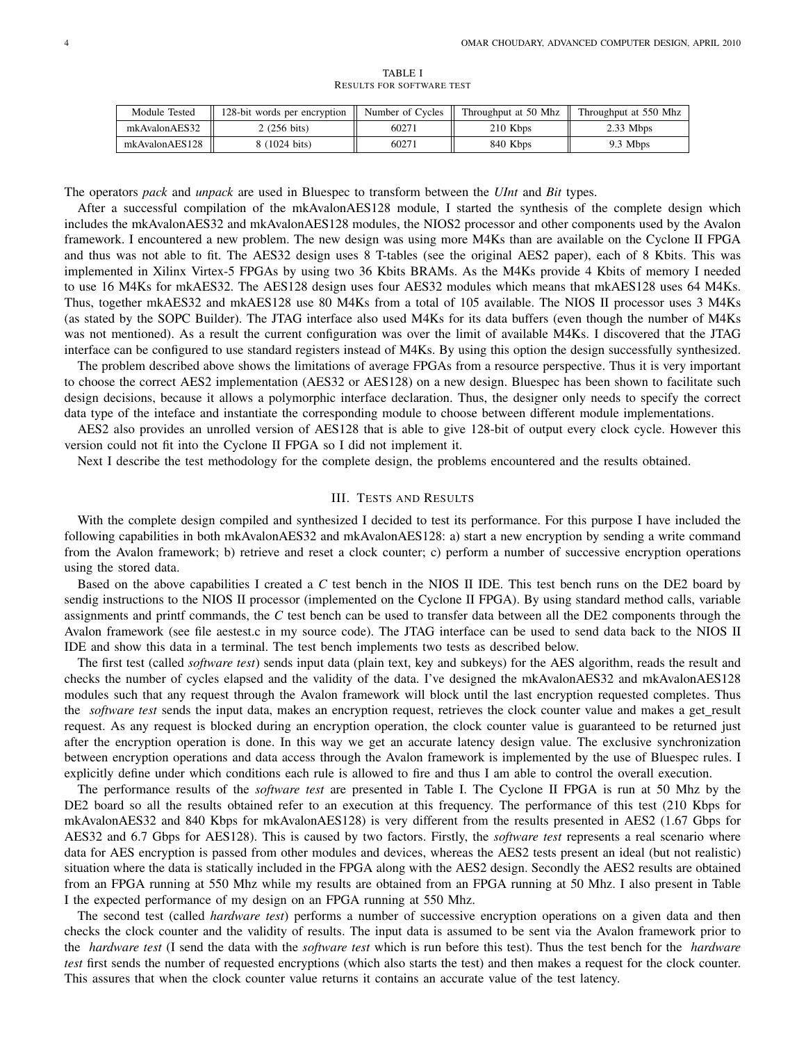TABLE I
RESULTS FOR SOFTWARE TEST

| Module Tested | 128-bit words per encryption | Number of Cycles | Throughput at 50 Mhz | Throughput at 550 Mhz |
| --- | --- | --- | --- | --- |
| mkAvalonAES32 | 2 (256 bits) | 60271 | 210 Kbps | 2.33 Mbps |
| mkAvalonAES128 | 8 (1024 bits) | 60271 | 840 Kbps | 9.3 Mbps |

The operators *pack* and *unpack* are used in Bluespec to transform between the *UInt* and *Bit* types.

After a successful compilation of the mkAvalonAES128 module, I started the synthesis of the complete design which includes the mkAvalonAES32 and mkAvalonAES128 modules, the NIOS2 processor and other components used by the Avalon framework. I encountered a new problem. The new design was using more M4Ks than are available on the Cyclone II FPGA and thus was not able to fit. The AES32 design uses 8 T-tables (see the original AES2 paper), each of 8 Kbits. This was implemented in Xilinx Virtex-5 FPGAs by using two 36 Kbits BRAMs. As the M4Ks provide 4 Kbits of memory I needed to use 16 M4Ks for mkAES32. The AES128 design uses four AES32 modules which means that mkAES128 uses 64 M4Ks. Thus, together mkAES32 and mkAES128 use 80 M4Ks from a total of 105 available. The NIOS II processor uses 3 M4Ks (as stated by the SOPC Builder). The JTAG interface also used M4Ks for its data buffers (even though the number of M4Ks was not mentioned). As a result the current configuration was over the limit of available M4Ks. I discovered that the JTAG interface can be configured to use standard registers instead of M4Ks. By using this option the design successfully synthesized.

The problem described above shows the limitations of average FPGAs from a resource perspective. Thus it is very important to choose the correct AES2 implementation (AES32 or AES128) on a new design. Bluespec has been shown to facilitate such design decisions, because it allows a polymorphic interface declaration. Thus, the designer only needs to specify the correct data type of the inteface and instantiate the corresponding module to choose between different module implementations.

AES2 also provides an unrolled version of AES128 that is able to give 128-bit of output every clock cycle. However this version could not fit into the Cyclone II FPGA so I did not implement it.

Next I describe the test methodology for the complete design, the problems encountered and the results obtained.

## III. Tests and Results

With the complete design compiled and synthesized I decided to test its performance. For this purpose I have included the following capabilities in both mkAvalonAES32 and mkAvalonAES128: a) start a new encryption by sending a write command from the Avalon framework; b) retrieve and reset a clock counter; c) perform a number of successive encryption operations using the stored data.

Based on the above capabilities I created a *C* test bench in the NIOS II IDE. This test bench runs on the DE2 board by sendig instructions to the NIOS II processor (implemented on the Cyclone II FPGA). By using standard method calls, variable assignments and printf commands, the *C* test bench can be used to transfer data between all the DE2 components through the Avalon framework (see file aestest.c in my source code). The JTAG interface can be used to send data back to the NIOS II IDE and show this data in a terminal. The test bench implements two tests as described below.

The first test (called *software test*) sends input data (plain text, key and subkeys) for the AES algorithm, reads the result and checks the number of cycles elapsed and the validity of the data. I've designed the mkAvalonAES32 and mkAvalonAES128 modules such that any request through the Avalon framework will block until the last encryption requested completes. Thus the *software test* sends the input data, makes an encryption request, retrieves the clock counter value and makes a get_result request. As any request is blocked during an encryption operation, the clock counter value is guaranteed to be returned just after the encryption operation is done. In this way we get an accurate latency design value. The exclusive synchronization between encryption operations and data access through the Avalon framework is implemented by the use of Bluespec rules. I explicitly define under which conditions each rule is allowed to fire and thus I am able to control the overall execution.

The performance results of the *software test* are presented in Table I. The Cyclone II FPGA is run at 50 Mhz by the DE2 board so all the results obtained refer to an execution at this frequency. The performance of this test (210 Kbps for mkAvalonAES32 and 840 Kbps for mkAvalonAES128) is very different from the results presented in AES2 (1.67 Gbps for AES32 and 6.7 Gbps for AES128). This is caused by two factors. Firstly, the *software test* represents a real scenario where data for AES encryption is passed from other modules and devices, whereas the AES2 tests present an ideal (but not realistic) situation where the data is statically included in the FPGA along with the AES2 design. Secondly the AES2 results are obtained from an FPGA running at 550 Mhz while my results are obtained from an FPGA running at 50 Mhz. I also present in Table I the expected performance of my design on an FPGA running at 550 Mhz.

The second test (called *hardware test*) performs a number of successive encryption operations on a given data and then checks the clock counter and the validity of results. The input data is assumed to be sent via the Avalon framework prior to the *hardware test* (I send the data with the *software test* which is run before this test). Thus the test bench for the *hardware test* first sends the number of requested encryptions (which also starts the test) and then makes a request for the clock counter. This assures that when the clock counter value returns it contains an accurate value of the test latency.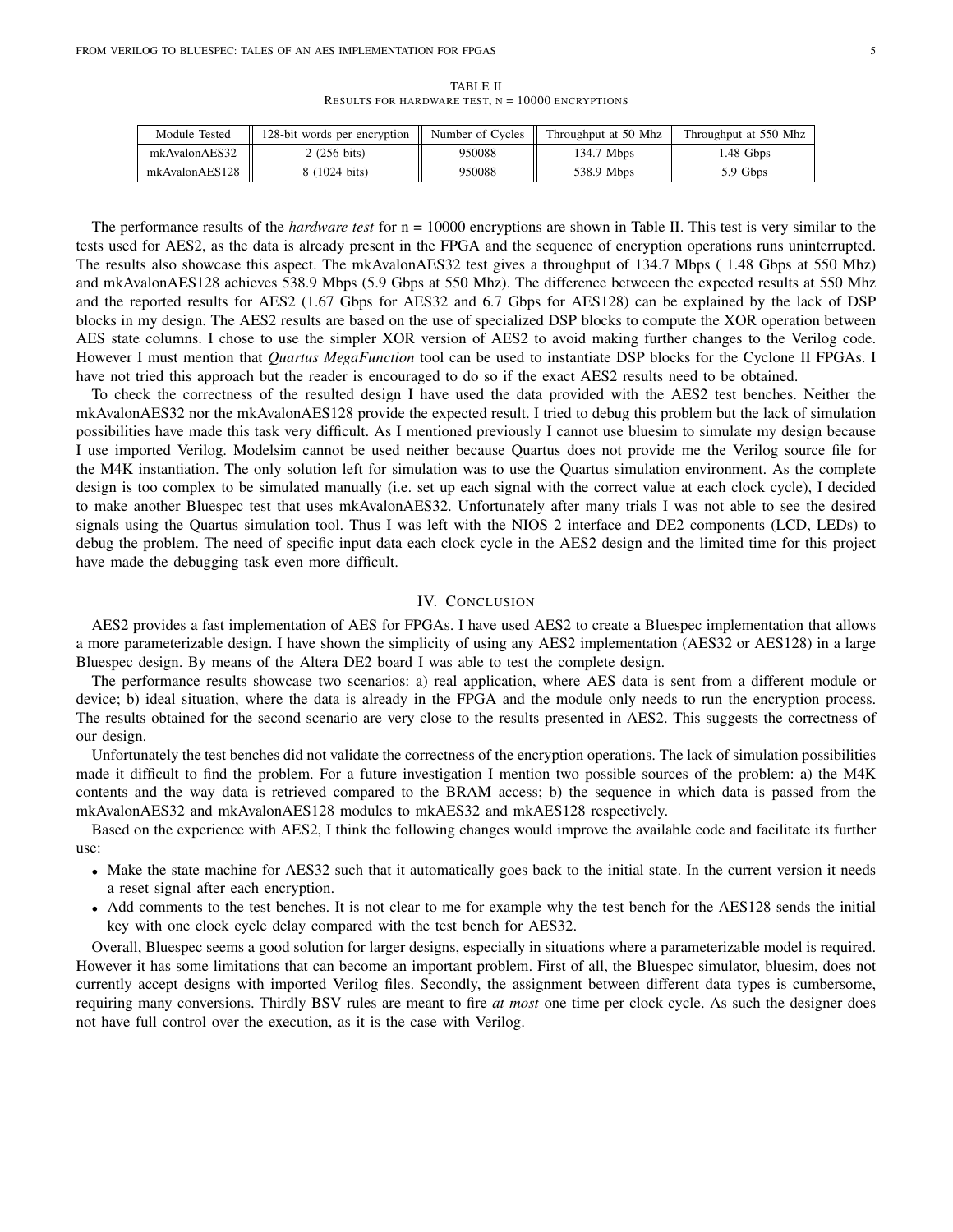TABLE II
RESULTS FOR HARDWARE TEST, N = 10000 ENCRYPTIONS

| Module Tested | 128-bit words per encryption | Number of Cycles | Throughput at 50 Mhz | Throughput at 550 Mhz |
|---|---|---|---|---|
| mkAvalonAES32 | 2 (256 bits) | 950088 | 134.7 Mbps | 1.48 Gbps |
| mkAvalonAES128 | 8 (1024 bits) | 950088 | 538.9 Mbps | 5.9 Gbps |

The performance results of the *hardware test* for n = 10000 encryptions are shown in Table II. This test is very similar to the tests used for AES2, as the data is already present in the FPGA and the sequence of encryption operations runs uninterrupted. The results also showcase this aspect. The mkAvalonAES32 test gives a throughput of 134.7 Mbps ( 1.48 Gbps at 550 Mhz) and mkAvalonAES128 achieves 538.9 Mbps (5.9 Gbps at 550 Mhz). The difference betweeen the expected results at 550 Mhz and the reported results for AES2 (1.67 Gbps for AES32 and 6.7 Gbps for AES128) can be explained by the lack of DSP blocks in my design. The AES2 results are based on the use of specialized DSP blocks to compute the XOR operation between AES state columns. I chose to use the simpler XOR version of AES2 to avoid making further changes to the Verilog code. However I must mention that *Quartus MegaFunction* tool can be used to instantiate DSP blocks for the Cyclone II FPGAs. I have not tried this approach but the reader is encouraged to do so if the exact AES2 results need to be obtained.

To check the correctness of the resulted design I have used the data provided with the AES2 test benches. Neither the mkAvalonAES32 nor the mkAvalonAES128 provide the expected result. I tried to debug this problem but the lack of simulation possibilities have made this task very difficult. As I mentioned previously I cannot use bluesim to simulate my design because I use imported Verilog. Modelsim cannot be used neither because Quartus does not provide me the Verilog source file for the M4K instantiation. The only solution left for simulation was to use the Quartus simulation environment. As the complete design is too complex to be simulated manually (i.e. set up each signal with the correct value at each clock cycle), I decided to make another Bluespec test that uses mkAvalonAES32. Unfortunately after many trials I was not able to see the desired signals using the Quartus simulation tool. Thus I was left with the NIOS 2 interface and DE2 components (LCD, LEDs) to debug the problem. The need of specific input data each clock cycle in the AES2 design and the limited time for this project have made the debugging task even more difficult.

## IV. CONCLUSION

AES2 provides a fast implementation of AES for FPGAs. I have used AES2 to create a Bluespec implementation that allows a more parameterizable design. I have shown the simplicity of using any AES2 implementation (AES32 or AES128) in a large Bluespec design. By means of the Altera DE2 board I was able to test the complete design.

The performance results showcase two scenarios: a) real application, where AES data is sent from a different module or device; b) ideal situation, where the data is already in the FPGA and the module only needs to run the encryption process. The results obtained for the second scenario are very close to the results presented in AES2. This suggests the correctness of our design.

Unfortunately the test benches did not validate the correctness of the encryption operations. The lack of simulation possibilities made it difficult to find the problem. For a future investigation I mention two possible sources of the problem: a) the M4K contents and the way data is retrieved compared to the BRAM access; b) the sequence in which data is passed from the mkAvalonAES32 and mkAvalonAES128 modules to mkAES32 and mkAES128 respectively.

Based on the experience with AES2, I think the following changes would improve the available code and facilitate its further use:

- Make the state machine for AES32 such that it automatically goes back to the initial state. In the current version it needs a reset signal after each encryption.
- Add comments to the test benches. It is not clear to me for example why the test bench for the AES128 sends the initial key with one clock cycle delay compared with the test bench for AES32.

Overall, Bluespec seems a good solution for larger designs, especially in situations where a parameterizable model is required. However it has some limitations that can become an important problem. First of all, the Bluespec simulator, bluesim, does not currently accept designs with imported Verilog files. Secondly, the assignment between different data types is cumbersome, requiring many conversions. Thirdly BSV rules are meant to fire *at most* one time per clock cycle. As such the designer does not have full control over the execution, as it is the case with Verilog.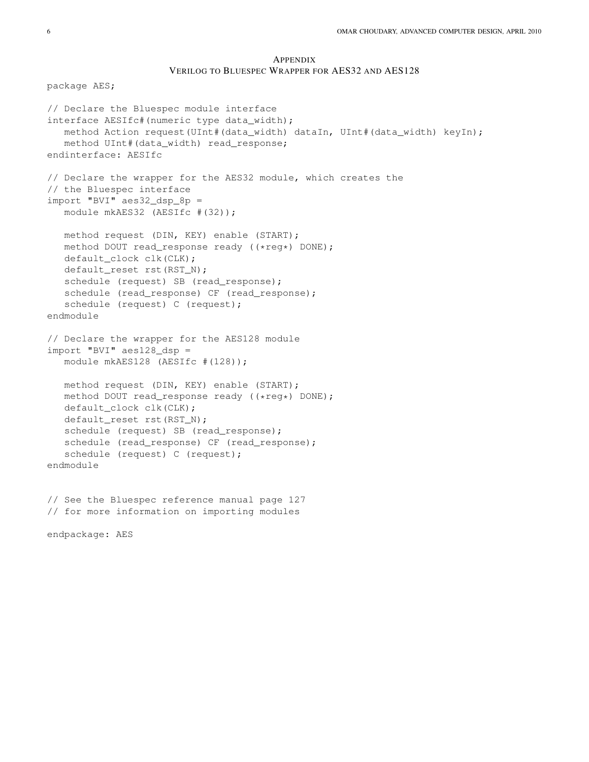## Appendix

### Verilog to Bluespec Wrapper for AES32 and AES128

```
package AES;

// Declare the Bluespec module interface
interface AESIfc#(numeric type data_width);
   method Action request(UInt#(data_width) dataIn, UInt#(data_width) keyIn);
   method UInt#(data_width) read_response;
endinterface: AESIfc

// Declare the wrapper for the AES32 module, which creates the
// the Bluespec interface
import "BVI" aes32_dsp_8p =
   module mkAES32 (AESIfc #(32));

   method request (DIN, KEY) enable (START);
   method DOUT read_response ready ((*reg*) DONE);
   default_clock clk(CLK);
   default_reset rst(RST_N);
   schedule (request) SB (read_response);
   schedule (read_response) CF (read_response);
   schedule (request) C (request);
endmodule

// Declare the wrapper for the AES128 module
import "BVI" aes128_dsp =
   module mkAES128 (AESIfc #(128));

   method request (DIN, KEY) enable (START);
   method DOUT read_response ready ((*reg*) DONE);
   default_clock clk(CLK);
   default_reset rst(RST_N);
   schedule (request) SB (read_response);
   schedule (read_response) CF (read_response);
   schedule (request) C (request);
endmodule


// See the Bluespec reference manual page 127
// for more information on importing modules

endpackage: AES
```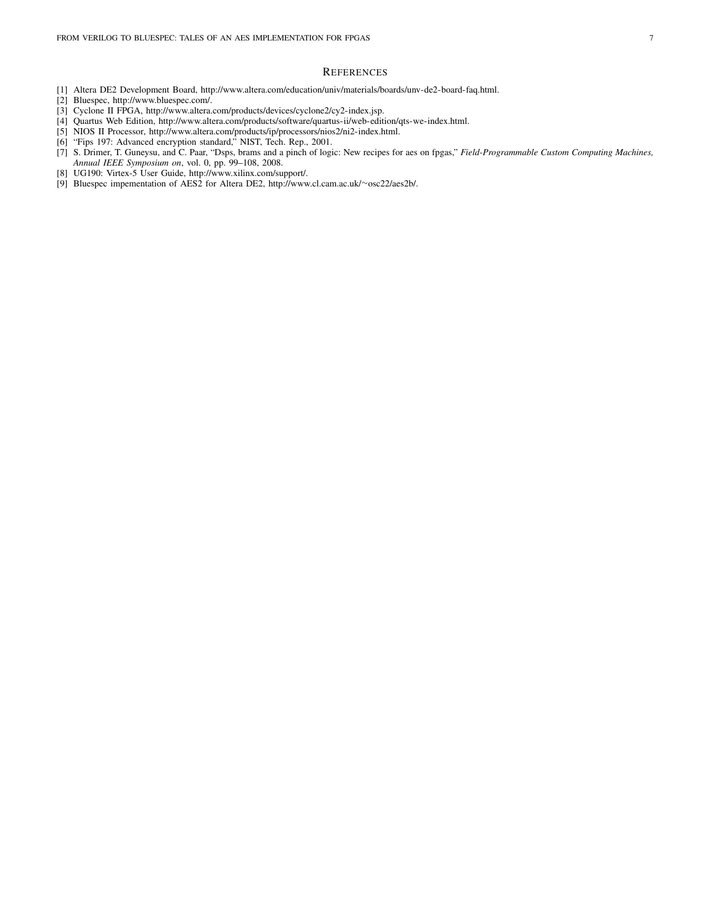## References

[1] Altera DE2 Development Board, http://www.altera.com/education/univ/materials/boards/unv-de2-board-faq.html.

[2] Bluespec, http://www.bluespec.com/.

[3] Cyclone II FPGA, http://www.altera.com/products/devices/cyclone2/cy2-index.jsp.

[4] Quartus Web Edition, http://www.altera.com/products/software/quartus-ii/web-edition/qts-we-index.html.

[5] NIOS II Processor, http://www.altera.com/products/ip/processors/nios2/ni2-index.html.

[6] "Fips 197: Advanced encryption standard," NIST, Tech. Rep., 2001.

[7] S. Drimer, T. Guneysu, and C. Paar, "Dsps, brams and a pinch of logic: New recipes for aes on fpgas," *Field-Programmable Custom Computing Machines, Annual IEEE Symposium on*, vol. 0, pp. 99–108, 2008.

[8] UG190: Virtex-5 User Guide, http://www.xilinx.com/support/.

[9] Bluespec impementation of AES2 for Altera DE2, http://www.cl.cam.ac.uk/~osc22/aes2b/.